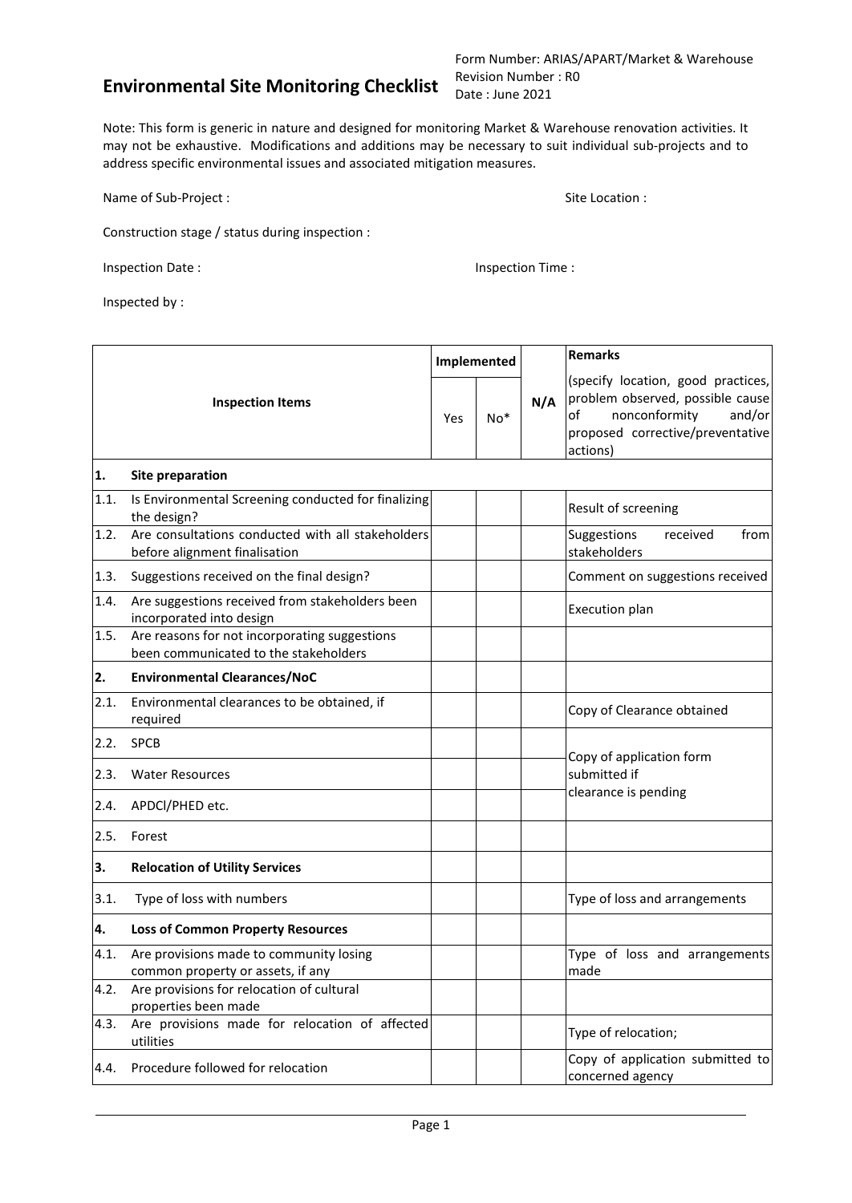# Environmental Site Monitoring Checklist

Form Number: ARIAS/APART/Market & Warehouse
Revision Number : R0
Date : June 2021

Note: This form is generic in nature and designed for monitoring Market & Warehouse renovation activities. It may not be exhaustive. Modifications and additions may be necessary to suit individual sub-projects and to address specific environmental issues and associated mitigation measures.

Name of Sub-Project :

Site Location :

Construction stage / status during inspection :

Inspection Date :

Inspection Time :

Inspected by :

| | Inspection Items | Implemented | | N/A | Remarks (specify location, good practices, problem observed, possible cause of nonconformity and/or proposed corrective/preventative actions) |
|---|---|---|---|---|---|
| | | Yes | No* | | |
| **1.** | **Site preparation** | | | | |
| 1.1. | Is Environmental Screening conducted for finalizing the design? | | | | Result of screening |
| 1.2. | Are consultations conducted with all stakeholders before alignment finalisation | | | | Suggestions received from stakeholders |
| 1.3. | Suggestions received on the final design? | | | | Comment on suggestions received |
| 1.4. | Are suggestions received from stakeholders been incorporated into design | | | | Execution plan |
| 1.5. | Are reasons for not incorporating suggestions been communicated to the stakeholders | | | | |
| **2.** | **Environmental Clearances/NoC** | | | | |
| 2.1. | Environmental clearances to be obtained, if required | | | | Copy of Clearance obtained |
| 2.2. | SPCB | | | | Copy of application form submitted if clearance is pending |
| 2.3. | Water Resources | | | | |
| 2.4. | APDCl/PHED etc. | | | | |
| 2.5. | Forest | | | | |
| **3.** | **Relocation of Utility Services** | | | | |
| 3.1. | Type of loss with numbers | | | | Type of loss and arrangements |
| **4.** | **Loss of Common Property Resources** | | | | |
| 4.1. | Are provisions made to community losing common property or assets, if any | | | | Type of loss and arrangements made |
| 4.2. | Are provisions for relocation of cultural properties been made | | | | |
| 4.3. | Are provisions made for relocation of affected utilities | | | | Type of relocation; |
| 4.4. | Procedure followed for relocation | | | | Copy of application submitted to concerned agency |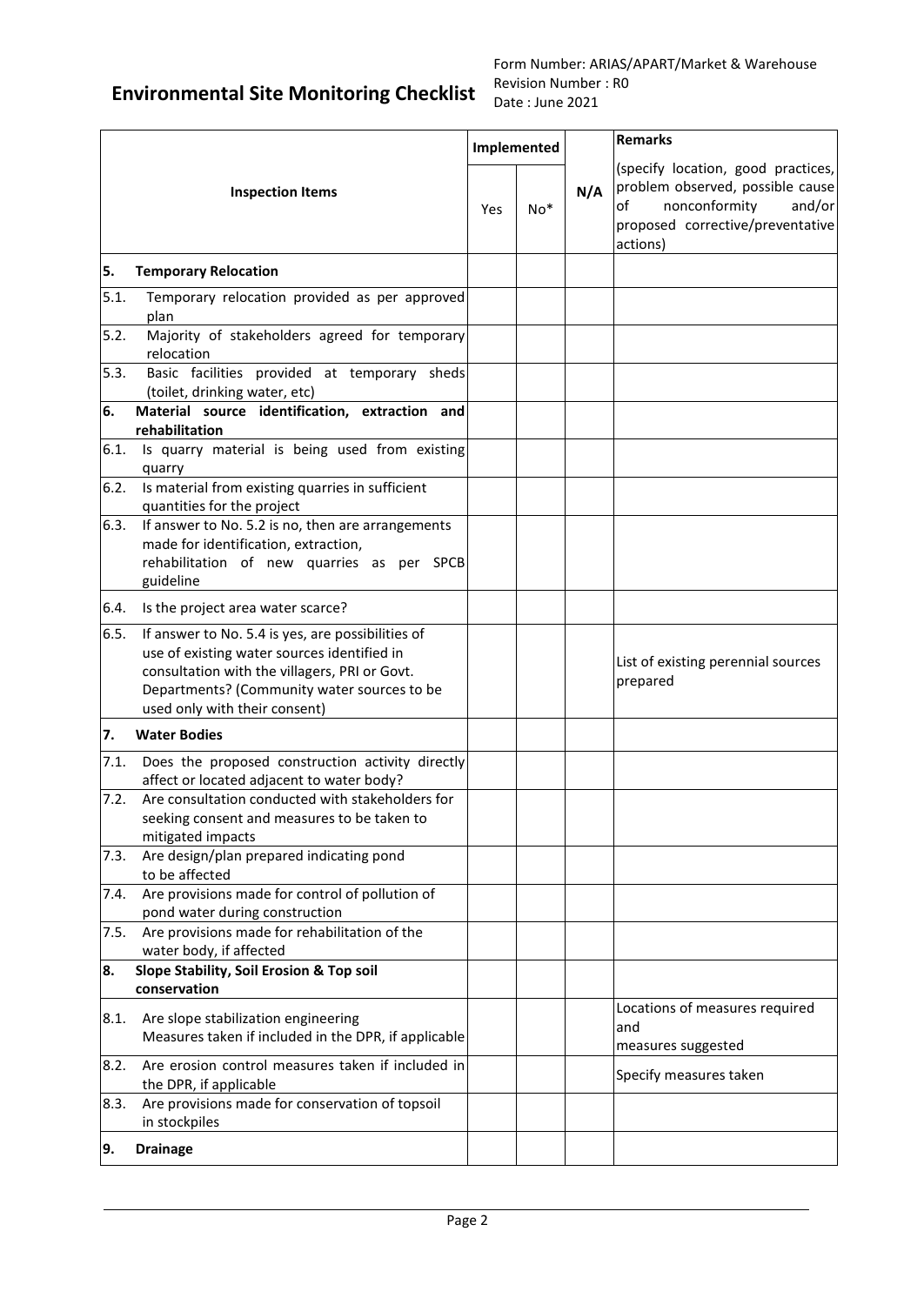# Environmental Site Monitoring Checklist

Form Number: ARIAS/APART/Market & Warehouse
Revision Number : R0
Date : June 2021

| Inspection Items | Implemented | | N/A | Remarks |
|---|---|---|---|---|
| | Yes | No* | | (specify location, good practices, problem observed, possible cause of nonconformity and/or proposed corrective/preventative actions) |
| **5. Temporary Relocation** | | | | |
| 5.1. Temporary relocation provided as per approved plan | | | | |
| 5.2. Majority of stakeholders agreed for temporary relocation | | | | |
| 5.3. Basic facilities provided at temporary sheds (toilet, drinking water, etc) | | | | |
| **6. Material source identification, extraction and rehabilitation** | | | | |
| 6.1. Is quarry material is being used from existing quarry | | | | |
| 6.2. Is material from existing quarries in sufficient quantities for the project | | | | |
| 6.3. If answer to No. 5.2 is no, then are arrangements made for identification, extraction, rehabilitation of new quarries as per SPCB guideline | | | | |
| 6.4. Is the project area water scarce? | | | | |
| 6.5. If answer to No. 5.4 is yes, are possibilities of use of existing water sources identified in consultation with the villagers, PRI or Govt. Departments? (Community water sources to be used only with their consent) | | | | List of existing perennial sources prepared |
| **7. Water Bodies** | | | | |
| 7.1. Does the proposed construction activity directly affect or located adjacent to water body? | | | | |
| 7.2. Are consultation conducted with stakeholders for seeking consent and measures to be taken to mitigated impacts | | | | |
| 7.3. Are design/plan prepared indicating pond to be affected | | | | |
| 7.4. Are provisions made for control of pollution of pond water during construction | | | | |
| 7.5. Are provisions made for rehabilitation of the water body, if affected | | | | |
| **8. Slope Stability, Soil Erosion & Top soil conservation** | | | | |
| 8.1. Are slope stabilization engineering Measures taken if included in the DPR, if applicable | | | | Locations of measures required and measures suggested |
| 8.2. Are erosion control measures taken if included in the DPR, if applicable | | | | Specify measures taken |
| 8.3. Are provisions made for conservation of topsoil in stockpiles | | | | |
| **9. Drainage** | | | | |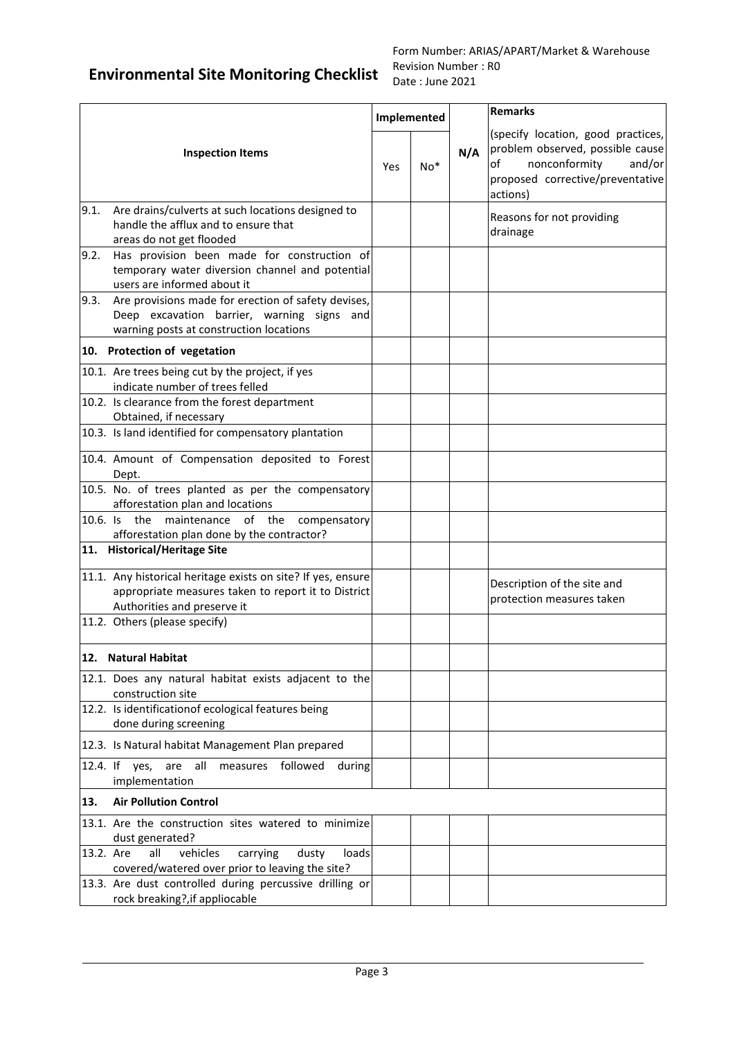# Environmental Site Monitoring Checklist

Form Number: ARIAS/APART/Market & Warehouse
Revision Number : R0
Date : June 2021

| Inspection Items | Implemented | | N/A | Remarks (specify location, good practices, problem observed, possible cause of nonconformity and/or proposed corrective/preventative actions) |
|---|---|---|---|---|
| | Yes | No* | | |
| 9.1. Are drains/culverts at such locations designed to handle the afflux and to ensure that areas do not get flooded | | | | Reasons for not providing drainage |
| 9.2. Has provision been made for construction of temporary water diversion channel and potential users are informed about it | | | | |
| 9.3. Are provisions made for erection of safety devises, Deep excavation barrier, warning signs and warning posts at construction locations | | | | |
| **10. Protection of vegetation** | | | | |
| 10.1. Are trees being cut by the project, if yes indicate number of trees felled | | | | |
| 10.2. Is clearance from the forest department Obtained, if necessary | | | | |
| 10.3. Is land identified for compensatory plantation | | | | |
| 10.4. Amount of Compensation deposited to Forest Dept. | | | | |
| 10.5. No. of trees planted as per the compensatory afforestation plan and locations | | | | |
| 10.6. Is the maintenance of the compensatory afforestation plan done by the contractor? | | | | |
| **11. Historical/Heritage Site** | | | | |
| 11.1. Any historical heritage exists on site? If yes, ensure appropriate measures taken to report it to District Authorities and preserve it | | | | Description of the site and protection measures taken |
| 11.2. Others (please specify) | | | | |
| **12. Natural Habitat** | | | | |
| 12.1. Does any natural habitat exists adjacent to the construction site | | | | |
| 12.2. Is identificationof ecological features being done during screening | | | | |
| 12.3. Is Natural habitat Management Plan prepared | | | | |
| 12.4. If yes, are all measures followed during implementation | | | | |
| **13. Air Pollution Control** | | | | |
| 13.1. Are the construction sites watered to minimize dust generated? | | | | |
| 13.2. Are all vehicles carrying dusty loads covered/watered over prior to leaving the site? | | | | |
| 13.3. Are dust controlled during percussive drilling or rock breaking?,if appliocable | | | | |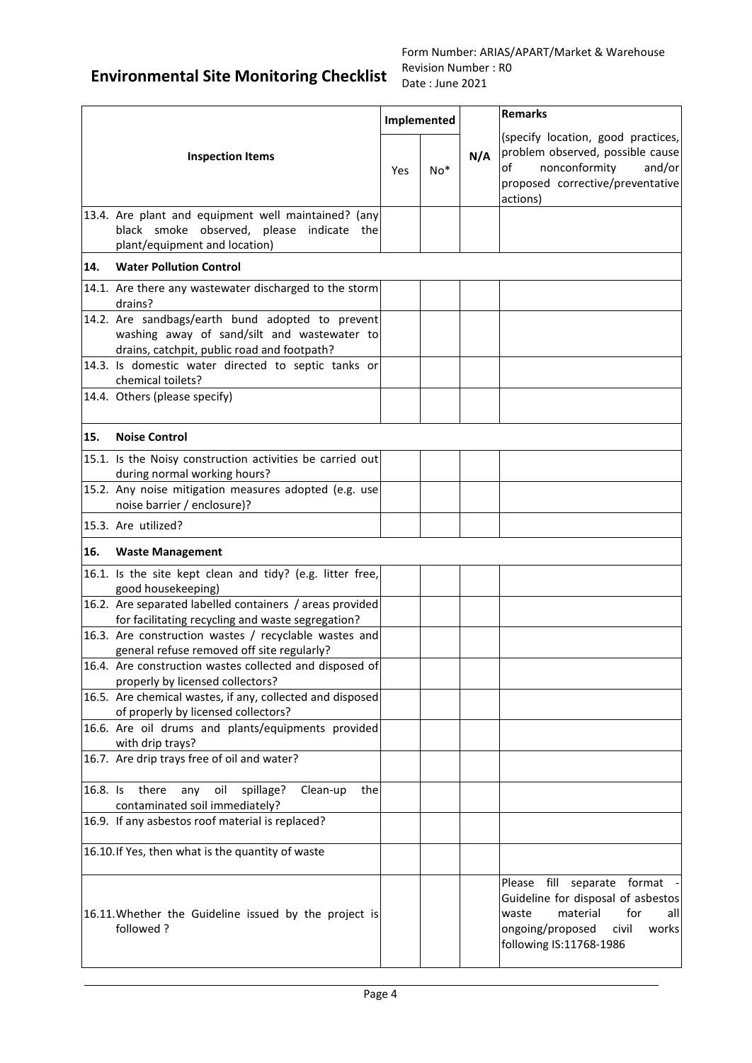# Environmental Site Monitoring Checklist

Form Number: ARIAS/APART/Market & Warehouse
Revision Number : R0
Date : June 2021

| Inspection Items | Implemented | | N/A | Remarks (specify location, good practices, problem observed, possible cause of nonconformity and/or proposed corrective/preventative actions) |
|---|---|---|---|---|
| | Yes | No* | | |
| 13.4. Are plant and equipment well maintained? (any black smoke observed, please indicate the plant/equipment and location) | | | | |
| **14. Water Pollution Control** | | | | |
| 14.1. Are there any wastewater discharged to the storm drains? | | | | |
| 14.2. Are sandbags/earth bund adopted to prevent washing away of sand/silt and wastewater to drains, catchpit, public road and footpath? | | | | |
| 14.3. Is domestic water directed to septic tanks or chemical toilets? | | | | |
| 14.4. Others (please specify) | | | | |
| **15. Noise Control** | | | | |
| 15.1. Is the Noisy construction activities be carried out during normal working hours? | | | | |
| 15.2. Any noise mitigation measures adopted (e.g. use noise barrier / enclosure)? | | | | |
| 15.3. Are utilized? | | | | |
| **16. Waste Management** | | | | |
| 16.1. Is the site kept clean and tidy? (e.g. litter free, good housekeeping) | | | | |
| 16.2. Are separated labelled containers / areas provided for facilitating recycling and waste segregation? | | | | |
| 16.3. Are construction wastes / recyclable wastes and general refuse removed off site regularly? | | | | |
| 16.4. Are construction wastes collected and disposed of properly by licensed collectors? | | | | |
| 16.5. Are chemical wastes, if any, collected and disposed of properly by licensed collectors? | | | | |
| 16.6. Are oil drums and plants/equipments provided with drip trays? | | | | |
| 16.7. Are drip trays free of oil and water? | | | | |
| 16.8. Is there any oil spillage? Clean-up the contaminated soil immediately? | | | | |
| 16.9. If any asbestos roof material is replaced? | | | | |
| 16.10. If Yes, then what is the quantity of waste | | | | |
| 16.11. Whether the Guideline issued by the project is followed ? | | | | Please fill separate format - Guideline for disposal of asbestos waste material for all ongoing/proposed civil works following IS:11768-1986 |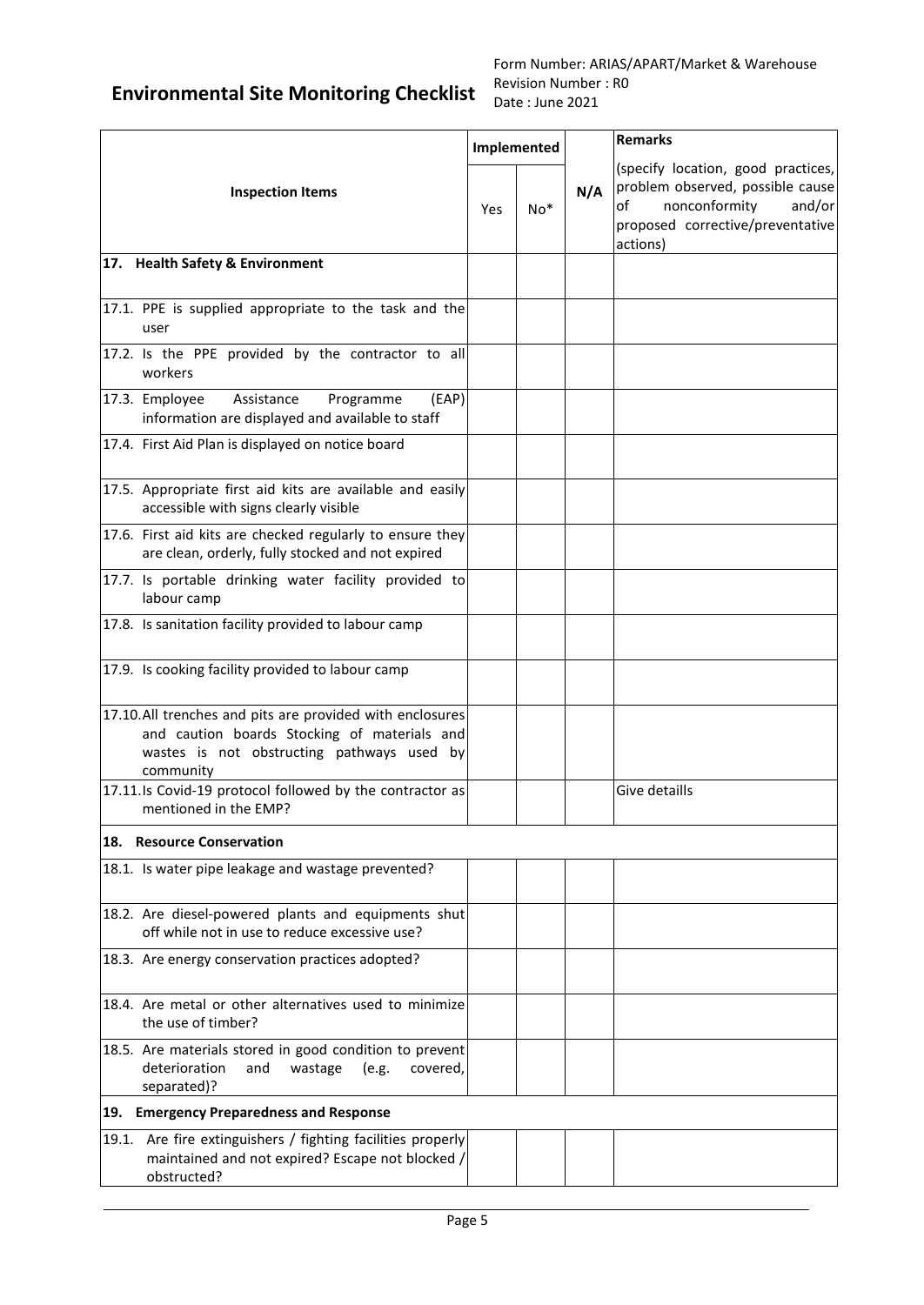# Environmental Site Monitoring Checklist

Form Number: ARIAS/APART/Market & Warehouse
Revision Number : R0
Date : June 2021

| Inspection Items | Implemented | | N/A | Remarks (specify location, good practices, problem observed, possible cause of nonconformity and/or proposed corrective/preventative actions) |
|---|---|---|---|---|
| | Yes | No* | | |
| **17. Health Safety & Environment** | | | | |
| 17.1. PPE is supplied appropriate to the task and the user | | | | |
| 17.2. Is the PPE provided by the contractor to all workers | | | | |
| 17.3. Employee Assistance Programme (EAP) information are displayed and available to staff | | | | |
| 17.4. First Aid Plan is displayed on notice board | | | | |
| 17.5. Appropriate first aid kits are available and easily accessible with signs clearly visible | | | | |
| 17.6. First aid kits are checked regularly to ensure they are clean, orderly, fully stocked and not expired | | | | |
| 17.7. Is portable drinking water facility provided to labour camp | | | | |
| 17.8. Is sanitation facility provided to labour camp | | | | |
| 17.9. Is cooking facility provided to labour camp | | | | |
| 17.10. All trenches and pits are provided with enclosures and caution boards Stocking of materials and wastes is not obstructing pathways used by community | | | | |
| 17.11. Is Covid-19 protocol followed by the contractor as mentioned in the EMP? | | | | Give detaills |
| **18. Resource Conservation** | | | | |
| 18.1. Is water pipe leakage and wastage prevented? | | | | |
| 18.2. Are diesel-powered plants and equipments shut off while not in use to reduce excessive use? | | | | |
| 18.3. Are energy conservation practices adopted? | | | | |
| 18.4. Are metal or other alternatives used to minimize the use of timber? | | | | |
| 18.5. Are materials stored in good condition to prevent deterioration and wastage (e.g. covered, separated)? | | | | |
| **19. Emergency Preparedness and Response** | | | | |
| 19.1. Are fire extinguishers / fighting facilities properly maintained and not expired? Escape not blocked / obstructed? | | | | |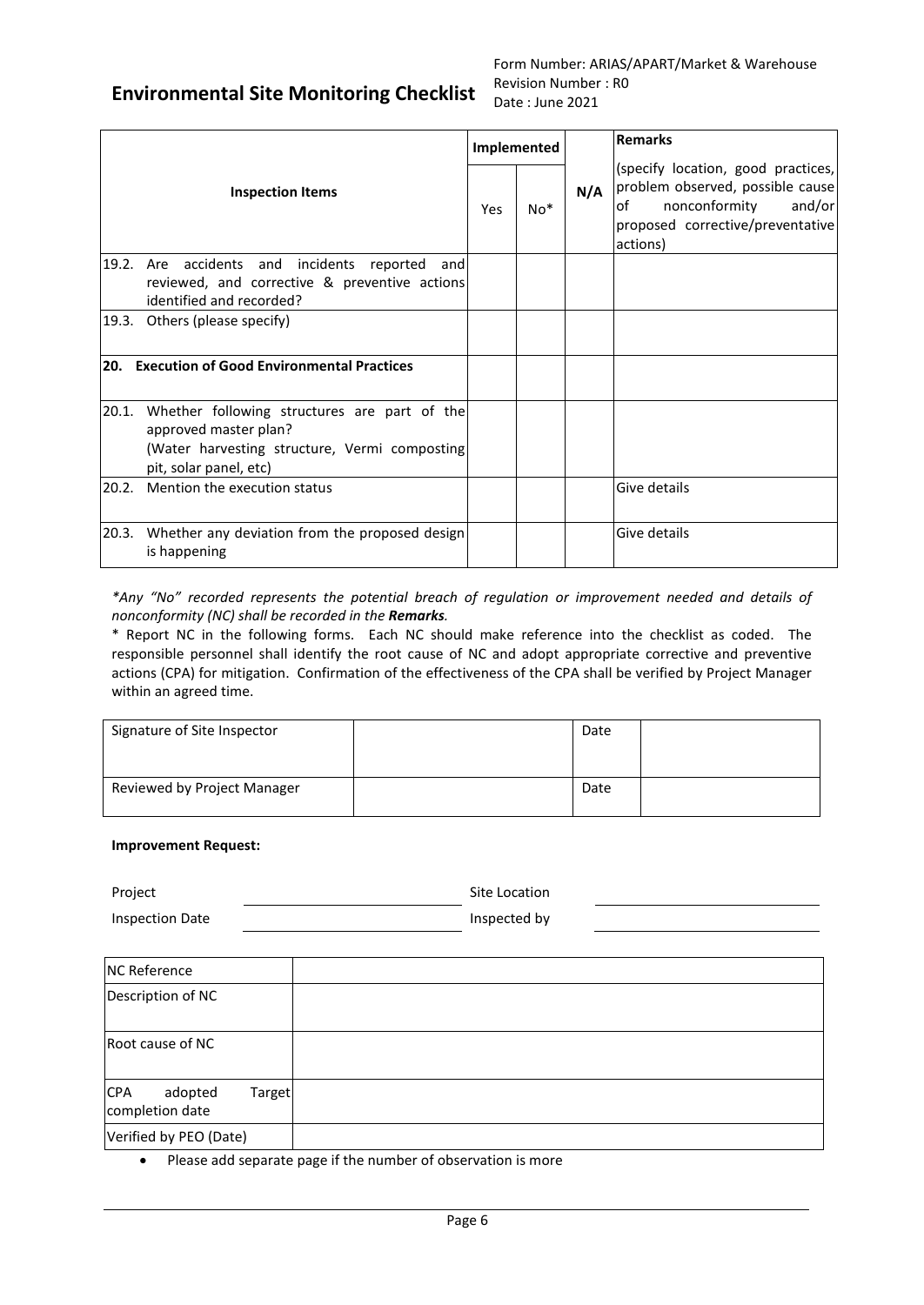# Environmental Site Monitoring Checklist

Form Number: ARIAS/APART/Market & Warehouse
Revision Number : R0
Date : June 2021

| Inspection Items | Implemented | | N/A | Remarks<br>(specify location, good practices, problem observed, possible cause of nonconformity and/or proposed corrective/preventative actions) |
|---|---|---|---|---|
| | Yes | No* | | |
| 19.2. Are accidents and incidents reported and reviewed, and corrective & preventive actions identified and recorded? | | | | |
| 19.3. Others (please specify) | | | | |
| **20. Execution of Good Environmental Practices** | | | | |
| 20.1. Whether following structures are part of the approved master plan?<br>(Water harvesting structure, Vermi composting pit, solar panel, etc) | | | | |
| 20.2. Mention the execution status | | | | Give details |
| 20.3. Whether any deviation from the proposed design is happening | | | | Give details |

*\*Any "No" recorded represents the potential breach of regulation or improvement needed and details of nonconformity (NC) shall be recorded in the **Remarks**.*

\* Report NC in the following forms. Each NC should make reference into the checklist as coded. The responsible personnel shall identify the root cause of NC and adopt appropriate corrective and preventive actions (CPA) for mitigation. Confirmation of the effectiveness of the CPA shall be verified by Project Manager within an agreed time.

| | | | |
|---|---|---|---|
| Signature of Site Inspector | | Date | |
| Reviewed by Project Manager | | Date | |

**Improvement Request:**

Project ______________________ Site Location ______________________

Inspection Date ______________________ Inspected by ______________________

| | |
|---|---|
| NC Reference | |
| Description of NC | |
| Root cause of NC | |
| CPA adopted Target completion date | |
| Verified by PEO (Date) | |

- Please add separate page if the number of observation is more